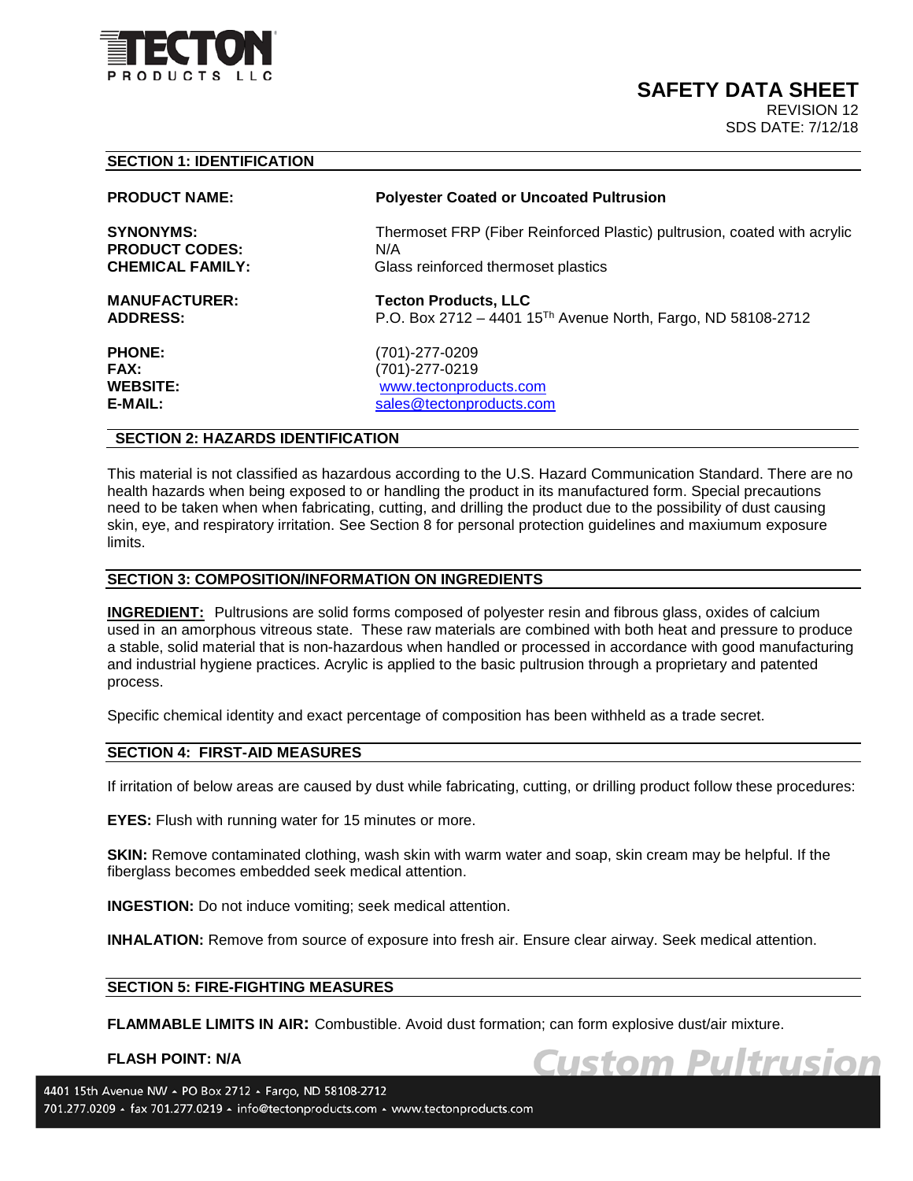TECTON PRODUCTS LLC

# SAFETY DATA SHEET

REVISION 12
SDS DATE: 7/12/18

## SECTION 1: IDENTIFICATION

**PRODUCT NAME:** **Polyester Coated or Uncoated Pultrusion**

**SYNONYMS:** Thermoset FRP (Fiber Reinforced Plastic) pultrusion, coated with acrylic
**PRODUCT CODES:** N/A
**CHEMICAL FAMILY:** Glass reinforced thermoset plastics

**MANUFACTURER:** **Tecton Products, LLC**
**ADDRESS:** P.O. Box 2712 – 4401 15Th Avenue North, Fargo, ND 58108-2712

**PHONE:** (701)-277-0209
**FAX:** (701)-277-0219
**WEBSITE:** www.tectonproducts.com
**E-MAIL:** sales@tectonproducts.com

## SECTION 2: HAZARDS IDENTIFICATION

This material is not classified as hazardous according to the U.S. Hazard Communication Standard. There are no health hazards when being exposed to or handling the product in its manufactured form. Special precautions need to be taken when when fabricating, cutting, and drilling the product due to the possibility of dust causing skin, eye, and respiratory irritation. See Section 8 for personal protection guidelines and maxiumum exposure limits.

## SECTION 3: COMPOSITION/INFORMATION ON INGREDIENTS

**INGREDIENT:** Pultrusions are solid forms composed of polyester resin and fibrous glass, oxides of calcium used in an amorphous vitreous state. These raw materials are combined with both heat and pressure to produce a stable, solid material that is non-hazardous when handled or processed in accordance with good manufacturing and industrial hygiene practices. Acrylic is applied to the basic pultrusion through a proprietary and patented process.

Specific chemical identity and exact percentage of composition has been withheld as a trade secret.

## SECTION 4: FIRST-AID MEASURES

If irritation of below areas are caused by dust while fabricating, cutting, or drilling product follow these procedures:

**EYES:** Flush with running water for 15 minutes or more.

**SKIN:** Remove contaminated clothing, wash skin with warm water and soap, skin cream may be helpful. If the fiberglass becomes embedded seek medical attention.

**INGESTION:** Do not induce vomiting; seek medical attention.

**INHALATION:** Remove from source of exposure into fresh air. Ensure clear airway. Seek medical attention.

## SECTION 5: FIRE-FIGHTING MEASURES

**FLAMMABLE LIMITS IN AIR:** Combustible. Avoid dust formation; can form explosive dust/air mixture.

**FLASH POINT: N/A**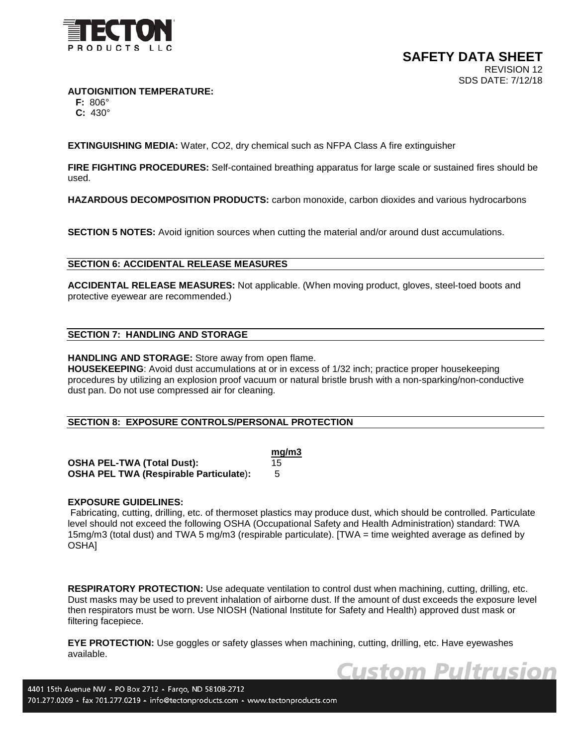**AUTOIGNITION TEMPERATURE:**

**F:** 806°
**C:** 430°

**EXTINGUISHING MEDIA:** Water, CO2, dry chemical such as NFPA Class A fire extinguisher

**FIRE FIGHTING PROCEDURES:** Self-contained breathing apparatus for large scale or sustained fires should be used.

**HAZARDOUS DECOMPOSITION PRODUCTS:** carbon monoxide, carbon dioxides and various hydrocarbons

**SECTION 5 NOTES:** Avoid ignition sources when cutting the material and/or around dust accumulations.

## SECTION 6: ACCIDENTAL RELEASE MEASURES

**ACCIDENTAL RELEASE MEASURES:** Not applicable. (When moving product, gloves, steel-toed boots and protective eyewear are recommended.)

## SECTION 7: HANDLING AND STORAGE

**HANDLING AND STORAGE:** Store away from open flame.
**HOUSEKEEPING**: Avoid dust accumulations at or in excess of 1/32 inch; practice proper housekeeping procedures by utilizing an explosion proof vacuum or natural bristle brush with a non-sparking/non-conductive dust pan. Do not use compressed air for cleaning.

## SECTION 8: EXPOSURE CONTROLS/PERSONAL PROTECTION

| | mg/m3 |
|---|---|
| **OSHA PEL-TWA (Total Dust):** | 15 |
| **OSHA PEL TWA (Respirable Particulate):** | 5 |

**EXPOSURE GUIDELINES:**
Fabricating, cutting, drilling, etc. of thermoset plastics may produce dust, which should be controlled. Particulate level should not exceed the following OSHA (Occupational Safety and Health Administration) standard: TWA 15mg/m3 (total dust) and TWA 5 mg/m3 (respirable particulate). [TWA = time weighted average as defined by OSHA]

**RESPIRATORY PROTECTION:** Use adequate ventilation to control dust when machining, cutting, drilling, etc. Dust masks may be used to prevent inhalation of airborne dust. If the amount of dust exceeds the exposure level then respirators must be worn. Use NIOSH (National Institute for Safety and Health) approved dust mask or filtering facepiece.

**EYE PROTECTION:** Use goggles or safety glasses when machining, cutting, drilling, etc. Have eyewashes available.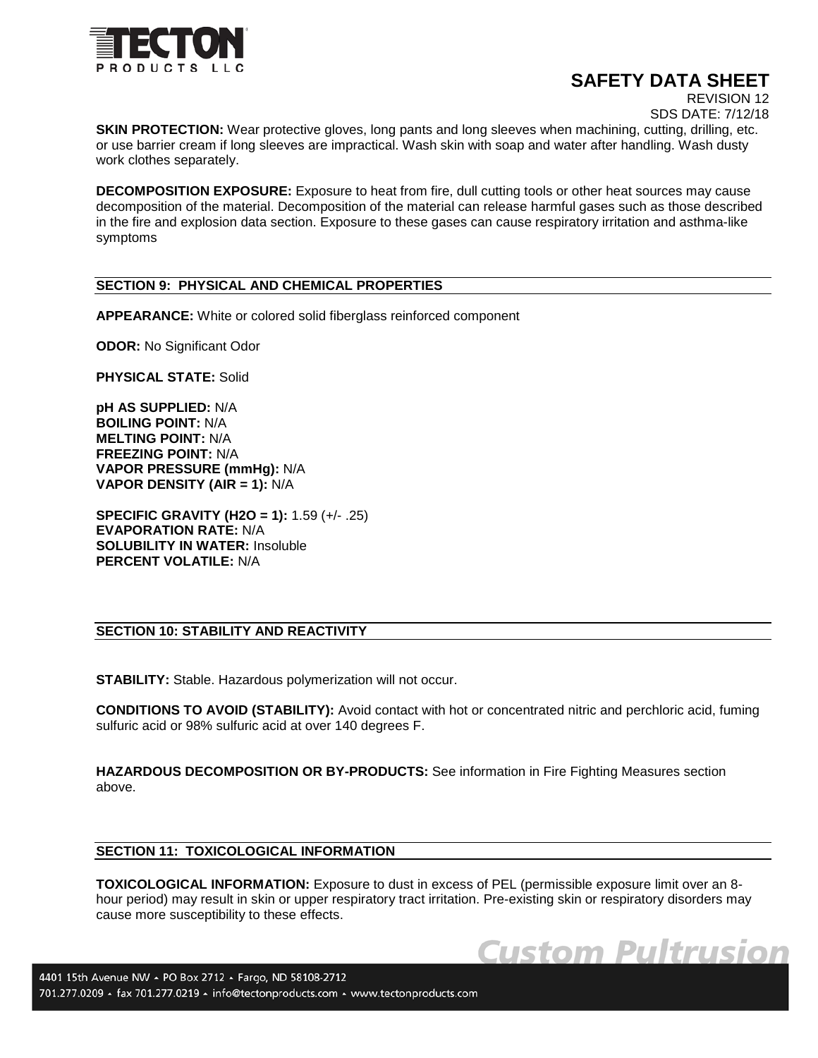**SKIN PROTECTION:** Wear protective gloves, long pants and long sleeves when machining, cutting, drilling, etc. or use barrier cream if long sleeves are impractical. Wash skin with soap and water after handling. Wash dusty work clothes separately.

**DECOMPOSITION EXPOSURE:** Exposure to heat from fire, dull cutting tools or other heat sources may cause decomposition of the material. Decomposition of the material can release harmful gases such as those described in the fire and explosion data section. Exposure to these gases can cause respiratory irritation and asthma-like symptoms

## SECTION 9: PHYSICAL AND CHEMICAL PROPERTIES

**APPEARANCE:** White or colored solid fiberglass reinforced component

**ODOR:** No Significant Odor

**PHYSICAL STATE:** Solid

**pH AS SUPPLIED:** N/A
**BOILING POINT:** N/A
**MELTING POINT:** N/A
**FREEZING POINT:** N/A
**VAPOR PRESSURE (mmHg):** N/A
**VAPOR DENSITY (AIR = 1):** N/A

**SPECIFIC GRAVITY (H2O = 1):** 1.59 (+/- .25)
**EVAPORATION RATE:** N/A
**SOLUBILITY IN WATER:** Insoluble
**PERCENT VOLATILE:** N/A

## SECTION 10: STABILITY AND REACTIVITY

**STABILITY:** Stable. Hazardous polymerization will not occur.

**CONDITIONS TO AVOID (STABILITY):** Avoid contact with hot or concentrated nitric and perchloric acid, fuming sulfuric acid or 98% sulfuric acid at over 140 degrees F.

**HAZARDOUS DECOMPOSITION OR BY-PRODUCTS:** See information in Fire Fighting Measures section above.

## SECTION 11: TOXICOLOGICAL INFORMATION

**TOXICOLOGICAL INFORMATION:** Exposure to dust in excess of PEL (permissible exposure limit over an 8-hour period) may result in skin or upper respiratory tract irritation. Pre-existing skin or respiratory disorders may cause more susceptibility to these effects.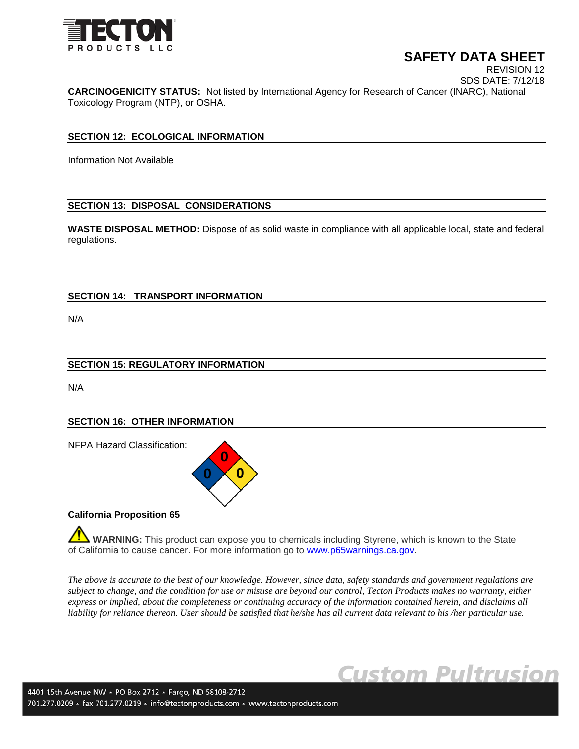**CARCINOGENICITY STATUS:** Not listed by International Agency for Research of Cancer (INARC), National Toxicology Program (NTP), or OSHA.

## SECTION 12: ECOLOGICAL INFORMATION

Information Not Available

## SECTION 13: DISPOSAL CONSIDERATIONS

**WASTE DISPOSAL METHOD:** Dispose of as solid waste in compliance with all applicable local, state and federal regulations.

## SECTION 14: TRANSPORT INFORMATION

N/A

## SECTION 15: REGULATORY INFORMATION

N/A

## SECTION 16: OTHER INFORMATION

NFPA Hazard Classification:

0
0 0

**California Proposition 65**

**WARNING:** This product can expose you to chemicals including Styrene, which is known to the State of California to cause cancer. For more information go to www.p65warnings.ca.gov.

*The above is accurate to the best of our knowledge. However, since data, safety standards and government regulations are subject to change, and the condition for use or misuse are beyond our control, Tecton Products makes no warranty, either express or implied, about the completeness or continuing accuracy of the information contained herein, and disclaims all liability for reliance thereon. User should be satisfied that he/she has all current data relevant to his /her particular use.*